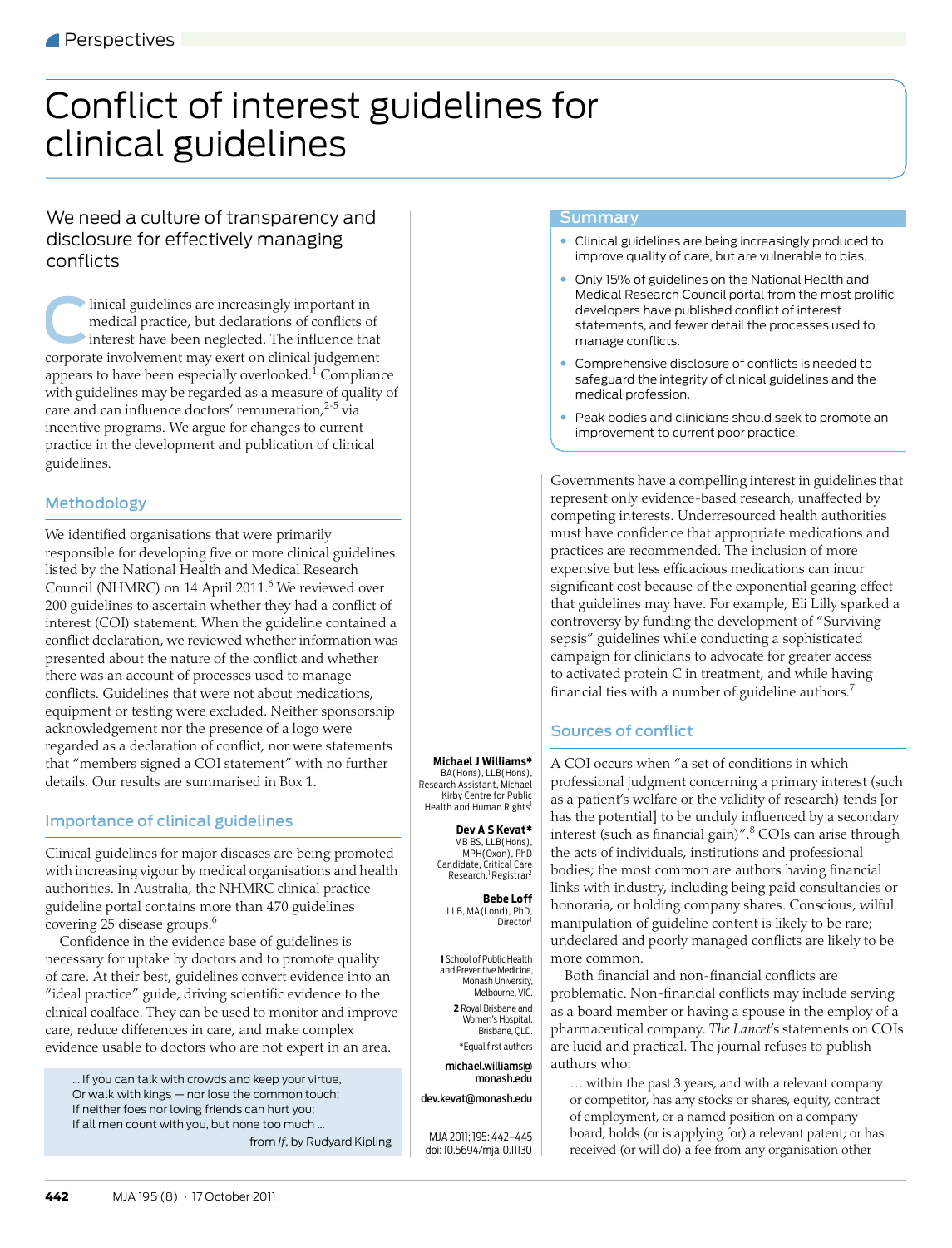# Conflict of interest guidelines for clinical guidelines

## We need a culture of transparency and disclosure for effectively managing conflicts

Clinical guidelines are increasingly important in medical practice, but declarations of conflicts of interest have been neglected. The influence that corporate involvement may exert on clinical judgement appears to have been especially overlooked.[1] Compliance with guidelines may be regarded as a measure of quality of care and can influence doctors' remuneration,[2-5] via incentive programs. We argue for changes to current practice in the development and publication of clinical guidelines.

### Methodology

We identified organisations that were primarily responsible for developing five or more clinical guidelines listed by the National Health and Medical Research Council (NHMRC) on 14 April 2011.[6] We reviewed over 200 guidelines to ascertain whether they had a conflict of interest (COI) statement. When the guideline contained a conflict declaration, we reviewed whether information was presented about the nature of the conflict and whether there was an account of processes used to manage conflicts. Guidelines that were not about medications, equipment or testing were excluded. Neither sponsorship acknowledgement nor the presence of a logo were regarded as a declaration of conflict, nor were statements that "members signed a COI statement" with no further details. Our results are summarised in Box 1.

### Importance of clinical guidelines

Clinical guidelines for major diseases are being promoted with increasing vigour by medical organisations and health authorities. In Australia, the NHMRC clinical practice guideline portal contains more than 470 guidelines covering 25 disease groups.[6]

Confidence in the evidence base of guidelines is necessary for uptake by doctors and to promote quality of care. At their best, guidelines convert evidence into an "ideal practice" guide, driving scientific evidence to the clinical coalface. They can be used to monitor and improve care, reduce differences in care, and make complex evidence usable to doctors who are not expert in an area.

> ... If you can talk with crowds and keep your virtue,
> Or walk with kings — nor lose the common touch;
> If neither foes nor loving friends can hurt you;
> If all men count with you, but none too much ...
>
> from *If*, by Rudyard Kipling

**Michael J Williams\***, BA(Hons), LLB(Hons), Research Assistant, Michael Kirby Centre for Public Health and Human Rights[1]

**Dev A S Kevat\***, MB BS, LLB(Hons), MPH(Oxon), PhD Candidate, Critical Care Research,[1] Registrar[2]

**Bebe Loff**, LLB, MA(Lond), PhD, Director[1]

1 School of Public Health and Preventive Medicine, Monash University, Melbourne, VIC.
2 Royal Brisbane and Women's Hospital, Brisbane, QLD.

\*Equal first authors

michael.williams@monash.edu

dev.kevat@monash.edu

MJA 2011; 195: 442–445
doi: 10.5694/mja10.11130

## Summary

- Clinical guidelines are being increasingly produced to improve quality of care, but are vulnerable to bias.
- Only 15% of guidelines on the National Health and Medical Research Council portal from the most prolific developers have published conflict of interest statements, and fewer detail the processes used to manage conflicts.
- Comprehensive disclosure of conflicts is needed to safeguard the integrity of clinical guidelines and the medical profession.
- Peak bodies and clinicians should seek to promote an improvement to current poor practice.

Governments have a compelling interest in guidelines that represent only evidence-based research, unaffected by competing interests. Underresourced health authorities must have confidence that appropriate medications and practices are recommended. The inclusion of more expensive but less efficacious medications can incur significant cost because of the exponential gearing effect that guidelines may have. For example, Eli Lilly sparked a controversy by funding the development of "Surviving sepsis" guidelines while conducting a sophisticated campaign for clinicians to advocate for greater access to activated protein C in treatment, and while having financial ties with a number of guideline authors.[7]

### Sources of conflict

A COI occurs when "a set of conditions in which professional judgment concerning a primary interest (such as a patient's welfare or the validity of research) tends [or has the potential] to be unduly influenced by a secondary interest (such as financial gain)".[8] COIs can arise through the acts of individuals, institutions and professional bodies; the most common are authors having financial links with industry, including being paid consultancies or honoraria, or holding company shares. Conscious, wilful manipulation of guideline content is likely to be rare; undeclared and poorly managed conflicts are likely to be more common.

Both financial and non-financial conflicts are problematic. Non-financial conflicts may include serving as a board member or having a spouse in the employ of a pharmaceutical company. *The Lancet*'s statements on COIs are lucid and practical. The journal refuses to publish authors who:

> … within the past 3 years, and with a relevant company or competitor, has any stocks or shares, equity, contract of employment, or a named position on a company board; holds (or is applying for) a relevant patent; or has received (or will do) a fee from any organisation other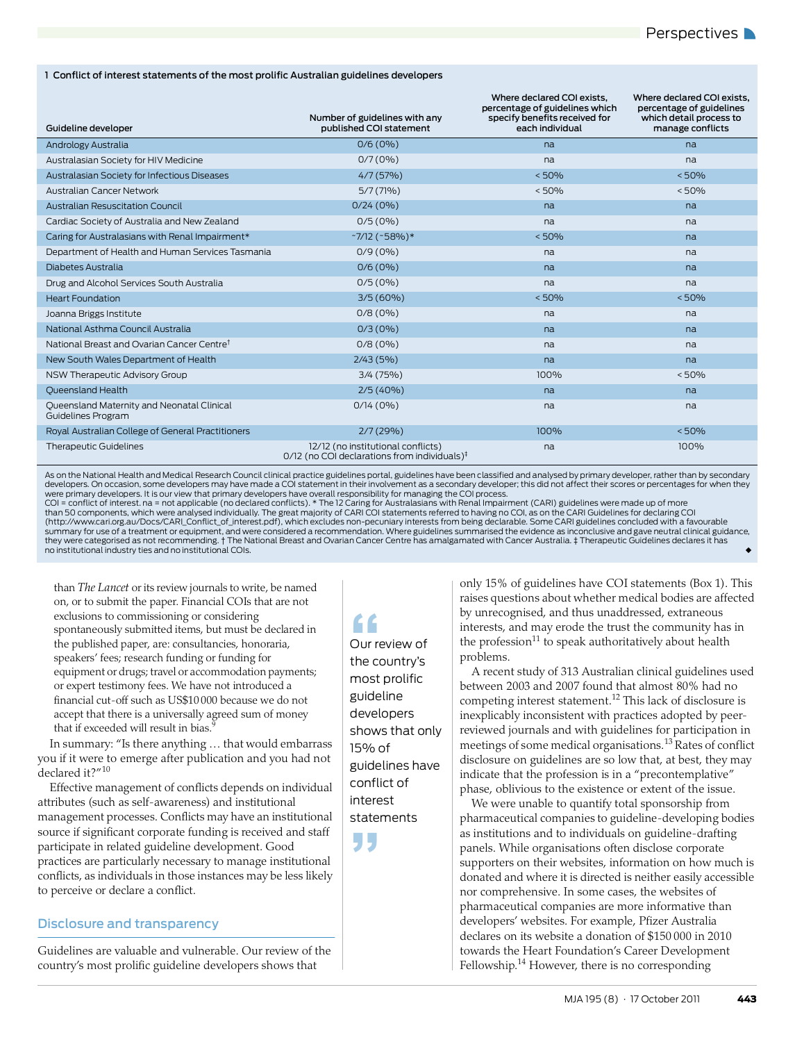**1 Conflict of interest statements of the most prolific Australian guidelines developers**

| Guideline developer | Number of guidelines with any published COI statement | Where declared COI exists, percentage of guidelines which specify benefits received for each individual | Where declared COI exists, percentage of guidelines which detail process to manage conflicts |
|---|---|---|---|
| Andrology Australia | 0/6 (0%) | na | na |
| Australasian Society for HIV Medicine | 0/7 (0%) | na | na |
| Australasian Society for Infectious Diseases | 4/7 (57%) | < 50% | < 50% |
| Australian Cancer Network | 5/7 (71%) | < 50% | < 50% |
| Australian Resuscitation Council | 0/24 (0%) | na | na |
| Cardiac Society of Australia and New Zealand | 0/5 (0%) | na | na |
| Caring for Australasians with Renal Impairment* | ~7/12 (~58%)* | < 50% | na |
| Department of Health and Human Services Tasmania | 0/9 (0%) | na | na |
| Diabetes Australia | 0/6 (0%) | na | na |
| Drug and Alcohol Services South Australia | 0/5 (0%) | na | na |
| Heart Foundation | 3/5 (60%) | < 50% | < 50% |
| Joanna Briggs Institute | 0/8 (0%) | na | na |
| National Asthma Council Australia | 0/3 (0%) | na | na |
| National Breast and Ovarian Cancer Centre† | 0/8 (0%) | na | na |
| New South Wales Department of Health | 2/43 (5%) | na | na |
| NSW Therapeutic Advisory Group | 3/4 (75%) | 100% | < 50% |
| Queensland Health | 2/5 (40%) | na | na |
| Queensland Maternity and Neonatal Clinical Guidelines Program | 0/14 (0%) | na | na |
| Royal Australian College of General Practitioners | 2/7 (29%) | 100% | < 50% |
| Therapeutic Guidelines | 12/12 (no institutional conflicts) 0/12 (no COI declarations from individuals)‡ | na | 100% |

As on the National Health and Medical Research Council clinical practice guidelines portal, guidelines have been classified and analysed by primary developer, rather than by secondary developers. On occasion, some developers may have made a COI statement in their involvement as a secondary developer; this did not affect their scores or percentages for when they were primary developers. It is our view that primary developers have overall responsibility for managing the COI process.
COI = conflict of interest. na = not applicable (no declared conflicts). * The 12 Caring for Australasians with Renal Impairment (CARI) guidelines were made up of more than 50 components, which were analysed individually. The great majority of CARI COI statements referred to having no COI, as on the CARI Guidelines for declaring COI (http://www.cari.org.au/Docs/CARI_Conflict_of_interest.pdf), which excludes non-pecuniary interests from being declarable. Some CARI guidelines concluded with a favourable summary for use of a treatment or equipment, and were considered a recommendation. Where guidelines summarised the evidence as inconclusive and gave neutral clinical guidance, they were categorised as not recommending. † The National Breast and Ovarian Cancer Centre has amalgamated with Cancer Australia. ‡ Therapeutic Guidelines declares it has no institutional industry ties and no institutional COIs.

than *The Lancet* or its review journals to write, be named on, or to submit the paper. Financial COIs that are not exclusions to commissioning or considering spontaneously submitted items, but must be declared in the published paper, are: consultancies, honoraria, speakers' fees; research funding or funding for equipment or drugs; travel or accommodation payments; or expert testimony fees. We have not introduced a financial cut-off such as US$10 000 because we do not accept that there is a universally agreed sum of money that if exceeded will result in bias.[9]

In summary: "Is there anything … that would embarrass you if it were to emerge after publication and you had not declared it?"[10]

Effective management of conflicts depends on individual attributes (such as self-awareness) and institutional management processes. Conflicts may have an institutional source if significant corporate funding is received and staff participate in related guideline development. Good practices are particularly necessary to manage institutional conflicts, as individuals in those instances may be less likely to perceive or declare a conflict.

## Disclosure and transparency

Guidelines are valuable and vulnerable. Our review of the country's most prolific guideline developers shows that only 15% of guidelines have COI statements (Box 1). This raises questions about whether medical bodies are affected by unrecognised, and thus unaddressed, extraneous interests, and may erode the trust the community has in the profession[11] to speak authoritatively about health problems.

> "Our review of the country's most prolific guideline developers shows that only 15% of guidelines have conflict of interest statements"

A recent study of 313 Australian clinical guidelines used between 2003 and 2007 found that almost 80% had no competing interest statement.[12] This lack of disclosure is inexplicably inconsistent with practices adopted by peer-reviewed journals and with guidelines for participation in meetings of some medical organisations.[13] Rates of conflict disclosure on guidelines are so low that, at best, they may indicate that the profession is in a "precontemplative" phase, oblivious to the existence or extent of the issue.

We were unable to quantify total sponsorship from pharmaceutical companies to guideline-developing bodies as institutions and to individuals on guideline-drafting panels. While organisations often disclose corporate supporters on their websites, information on how much is donated and where it is directed is neither easily accessible nor comprehensive. In some cases, the websites of pharmaceutical companies are more informative than developers' websites. For example, Pfizer Australia declares on its website a donation of $150 000 in 2010 towards the Heart Foundation's Career Development Fellowship.[14] However, there is no corresponding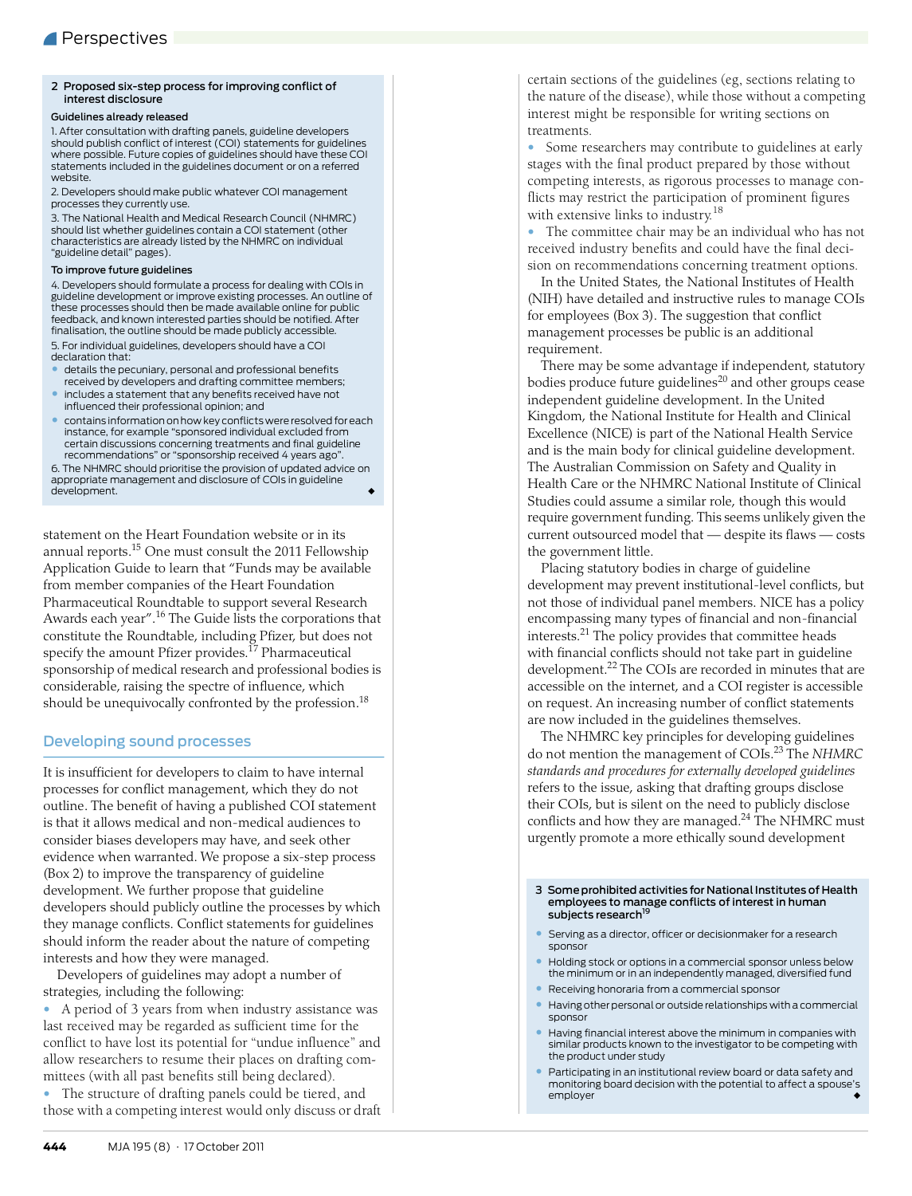### 2 Proposed six-step process for improving conflict of interest disclosure

**Guidelines already released**

1. After consultation with drafting panels, guideline developers should publish conflict of interest (COI) statements for guidelines where possible. Future copies of guidelines should have these COI statements included in the guidelines document or on a referred website.

2. Developers should make public whatever COI management processes they currently use.

3. The National Health and Medical Research Council (NHMRC) should list whether guidelines contain a COI statement (other characteristics are already listed by the NHMRC on individual "guideline detail" pages).

**To improve future guidelines**

4. Developers should formulate a process for dealing with COIs in guideline development or improve existing processes. An outline of these processes should then be made available online for public feedback, and known interested parties should be notified. After finalisation, the outline should be made publicly accessible.

5. For individual guidelines, developers should have a COI declaration that:

- details the pecuniary, personal and professional benefits received by developers and drafting committee members;
- includes a statement that any benefits received have not influenced their professional opinion; and
- contains information on how key conflicts were resolved for each instance, for example "sponsored individual excluded from certain discussions concerning treatments and final guideline recommendations" or "sponsorship received 4 years ago".

6. The NHMRC should prioritise the provision of updated advice on appropriate management and disclosure of COIs in guideline development. ◆

statement on the Heart Foundation website or in its annual reports.[15] One must consult the 2011 Fellowship Application Guide to learn that "Funds may be available from member companies of the Heart Foundation Pharmaceutical Roundtable to support several Research Awards each year".[16] The Guide lists the corporations that constitute the Roundtable, including Pfizer, but does not specify the amount Pfizer provides.[17] Pharmaceutical sponsorship of medical research and professional bodies is considerable, raising the spectre of influence, which should be unequivocally confronted by the profession.[18]

## Developing sound processes

It is insufficient for developers to claim to have internal processes for conflict management, which they do not outline. The benefit of having a published COI statement is that it allows medical and non-medical audiences to consider biases developers may have, and seek other evidence when warranted. We propose a six-step process (Box 2) to improve the transparency of guideline development. We further propose that guideline developers should publicly outline the processes by which they manage conflicts. Conflict statements for guidelines should inform the reader about the nature of competing interests and how they were managed.

Developers of guidelines may adopt a number of strategies, including the following:

- A period of 3 years from when industry assistance was last received may be regarded as sufficient time for the conflict to have lost its potential for "undue influence" and allow researchers to resume their places on drafting committees (with all past benefits still being declared).
- The structure of drafting panels could be tiered, and those with a competing interest would only discuss or draft certain sections of the guidelines (eg, sections relating to the nature of the disease), while those without a competing interest might be responsible for writing sections on treatments.
- Some researchers may contribute to guidelines at early stages with the final product prepared by those without competing interests, as rigorous processes to manage conflicts may restrict the participation of prominent figures with extensive links to industry.[18]
- The committee chair may be an individual who has not received industry benefits and could have the final decision on recommendations concerning treatment options.

In the United States, the National Institutes of Health (NIH) have detailed and instructive rules to manage COIs for employees (Box 3). The suggestion that conflict management processes be public is an additional requirement.

There may be some advantage if independent, statutory bodies produce future guidelines[20] and other groups cease independent guideline development. In the United Kingdom, the National Institute for Health and Clinical Excellence (NICE) is part of the National Health Service and is the main body for clinical guideline development. The Australian Commission on Safety and Quality in Health Care or the NHMRC National Institute of Clinical Studies could assume a similar role, though this would require government funding. This seems unlikely given the current outsourced model that — despite its flaws — costs the government little.

Placing statutory bodies in charge of guideline development may prevent institutional-level conflicts, but not those of individual panel members. NICE has a policy encompassing many types of financial and non-financial interests.[21] The policy provides that committee heads with financial conflicts should not take part in guideline development.[22] The COIs are recorded in minutes that are accessible on the internet, and a COI register is accessible on request. An increasing number of conflict statements are now included in the guidelines themselves.

The NHMRC key principles for developing guidelines do not mention the management of COIs.[23] The *NHMRC standards and procedures for externally developed guidelines* refers to the issue, asking that drafting groups disclose their COIs, but is silent on the need to publicly disclose conflicts and how they are managed.[24] The NHMRC must urgently promote a more ethically sound development

### 3 Some prohibited activities for National Institutes of Health employees to manage conflicts of interest in human subjects research[19]

- Serving as a director, officer or decisionmaker for a research sponsor
- Holding stock or options in a commercial sponsor unless below the minimum or in an independently managed, diversified fund
- Receiving honoraria from a commercial sponsor
- Having other personal or outside relationships with a commercial sponsor
- Having financial interest above the minimum in companies with similar products known to the investigator to be competing with the product under study
- Participating in an institutional review board or data safety and monitoring board decision with the potential to affect a spouse's employer ◆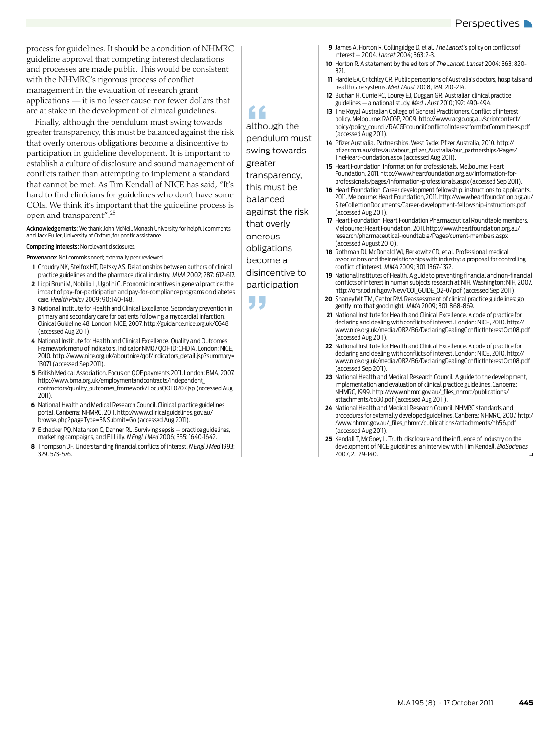process for guidelines. It should be a condition of NHMRC guideline approval that competing interest declarations and processes are made public. This would be consistent with the NHMRC's rigorous process of conflict management in the evaluation of research grant applications — it is no lesser cause nor fewer dollars that are at stake in the development of clinical guidelines.

Finally, although the pendulum must swing towards greater transparency, this must be balanced against the risk that overly onerous obligations become a disincentive to participation in guideline development. It is important to establish a culture of disclosure and sound management of conflicts rather than attempting to implement a standard that cannot be met. As Tim Kendall of NICE has said, "It's hard to find clinicians for guidelines who don't have some COIs. We think it's important that the guideline process is open and transparent".[25]

> "although the pendulum must swing towards greater transparency, this must be balanced against the risk that overly onerous obligations become a disincentive to participation"

**Acknowledgements:** We thank John McNeil, Monash University, for helpful comments and Jack Fuller, University of Oxford, for poetic assistance.

**Competing interests:** No relevant disclosures.

**Provenance:** Not commissioned; externally peer reviewed.

1. Choudry NK, Stelfox HT, Detsky AS. Relationships between authors of clinical practice guidelines and the pharmaceutical industry. *JAMA* 2002; 287: 612-617.
2. Lippi Bruni M, Nobilio L, Ugolini C. Economic incentives in general practice: the impact of pay-for-participation and pay-for-compliance programs on diabetes care. *Health Policy* 2009; 90: 140-148.
3. National Institute for Health and Clinical Excellence. Secondary prevention in primary and secondary care for patients following a myocardial infarction, Clinical Guideline 48. London: NICE, 2007. http://guidance.nice.org.uk/CG48 (accessed Aug 2011).
4. National Institute for Health and Clinical Excellence. Quality and Outcomes Framework menu of indicators. Indicator NM07 QOF ID: CHD14. London: NICE, 2010. http://www.nice.org.uk/aboutnice/qof/indicators_detail.jsp?summary=13071 (accessed Sep 2011).
5. British Medical Association. Focus on QOF payments 2011. London: BMA, 2007. http://www.bma.org.uk/employmentandcontracts/independent_contractors/quality_outcomes_framework/FocusQOF0207.jsp (accessed Aug 2011).
6. National Health and Medical Research Council. Clinical practice guidelines portal. Canberra: NHMRC, 2011. http://www.clinicalguidelines.gov.au/browse.php?pageType=3&Submit=Go (accessed Aug 2011).
7. Eichacker PQ, Natanson C, Danner RL. Surviving sepsis — practice guidelines, marketing campaigns, and Eli Lilly. *N Engl J Med* 2006; 355: 1640-1642.
8. Thompson DF. Understanding financial conflicts of interest. *N Engl J Med* 1993; 329: 573-576.
9. James A, Horton R, Collingridge D, et al. *The Lancet*'s policy on conflicts of interest — 2004. *Lancet* 2004; 363: 2-3.
10. Horton R. A statement by the editors of *The Lancet*. *Lancet* 2004: 363: 820-821.
11. Hardie EA, Critchley CR. Public perceptions of Australia's doctors, hospitals and health care systems. *Med J Aust* 2008; 189: 210-214.
12. Buchan H, Currie KC, Lourey EJ, Duggan GR. Australian clinical practice guidelines — a national study. *Med J Aust* 2010; 192: 490-494.
13. The Royal Australian College of General Practitioners. Conflict of interest policy. Melbourne: RACGP, 2009. http://www.racgp.org.au/scriptcontent/poicy/policy_council/RACGPcouncilConflictofInterestformforCommittees.pdf (accessed Aug 2011).
14. Pfizer Australia. Partnerships. West Ryde: Pfizer Australia, 2010. http://pfizer.com.au/sites/au/about_pfizer_Australia/our_partnerships/Pages/TheHeartFoundation.aspx (accessed Aug 2011).
15. Heart Foundation. Information for professionals. Melbourne: Heart Foundation, 2011. http://www.heartfoundation.org.au/Information-for-professionals/pages/information-professionals.aspx (accessed Sep 2011).
16. Heart Foundation. Career development fellowship: instructions to applicants. 2011. Melbourne: Heart Foundation, 2011. http://www.heartfoundation.org.au/SiteCollectionDocuments/Career-development-fellowship-instructions.pdf (accessed Aug 2011).
17. Heart Foundation. Heart Foundation Pharmaceutical Roundtable members. Melbourne: Heart Foundation, 2011. http://www.heartfoundation.org.au/research/pharmaceutical-roundtable/Pages/current-members.aspx (accessed August 2010).
18. Rothman DJ, McDonald WJ, Berkowitz CD, et al. Professional medical associations and their relationships with industry: a proposal for controlling conflict of interest. *JAMA* 2009; 301: 1367-1372.
19. National Institutes of Health. A guide to preventing financial and non-financial conflicts of interest in human subjects research at NIH. Washington: NIH, 2007. http://ohsr.od.nih.gov/New/COI_GUIDE_02-07.pdf (accessed Sep 2011).
20. Shaneyfelt TM, Centor RM. Reassessment of clinical practice guidelines: go gently into that good night. *JAMA* 2009; 301: 868-869.
21. National Institute for Health and Clinical Excellence. A code of practice for declaring and dealing with conflicts of interest. London: NICE, 2010. http://www.nice.org.uk/media/0B2/B6/DeclaringDealingConflictInterestOct08.pdf (accessed Aug 2011).
22. National Institute for Health and Clinical Excellence. A code of practice for declaring and dealing with conflicts of interest. London: NICE, 2010. http://www.nice.org.uk/media/0B2/B6/DeclaringDealingConflictInterestOct08.pdf (accessed Sep 2011).
23. National Health and Medical Research Council. A guide to the development, implementation and evaluation of clinical practice guidelines. Canberra: NHMRC, 1999. http://www.nhmrc.gov.au/_files_nhmrc/publications/attachments/cp30.pdf (accessed Aug 2011).
24. National Health and Medical Research Council. NHMRC standards and procedures for externally developed guidelines. Canberra: NHMRC, 2007. http:/ /www.nhmrc.gov.au/_files_nhmrc/publications/attachments/nh56.pdf (accessed Aug 2011).
25. Kendall T, McGoey L. Truth, disclosure and the influence of industry on the development of NICE guidelines: an interview with Tim Kendall. *BioSocieties* 2007; 2: 129-140.